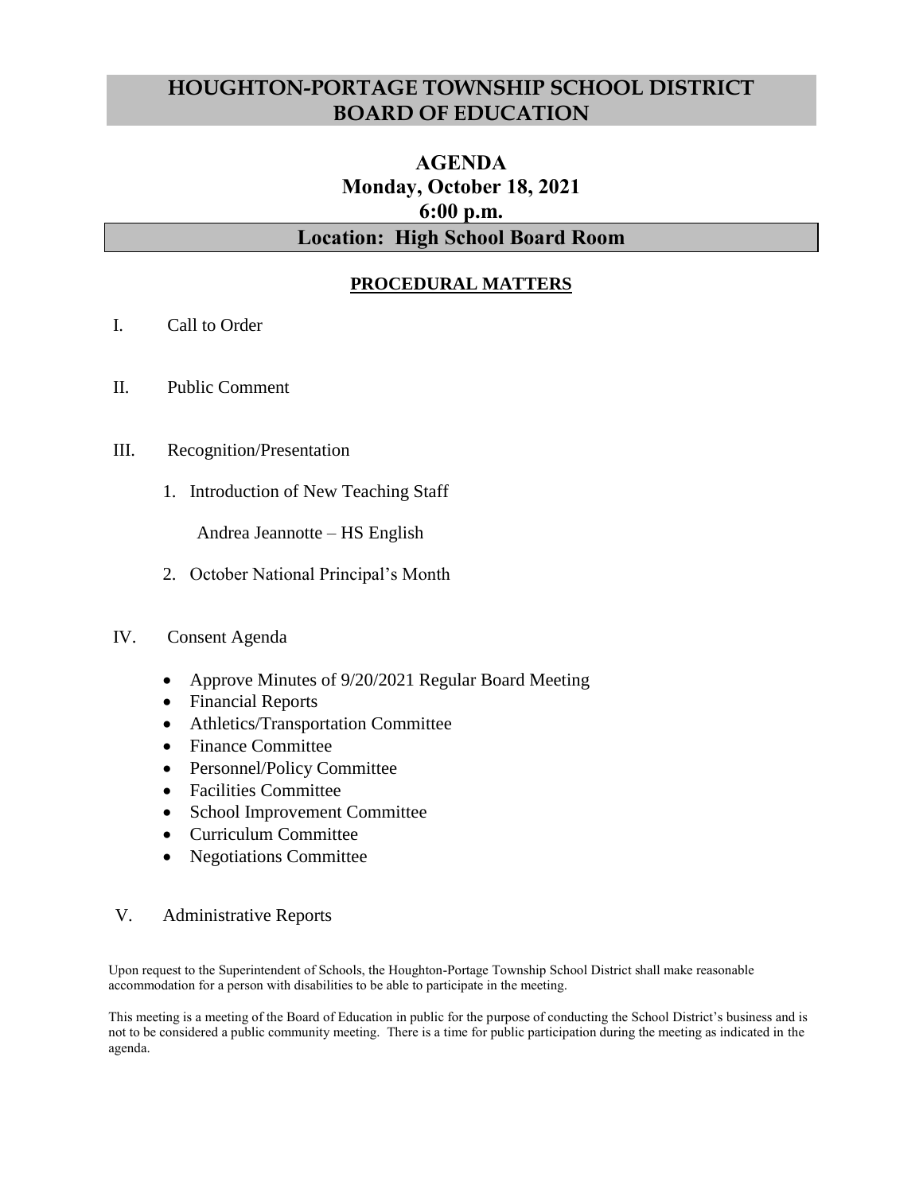# HOUGHTON-PORTAGE TOWNSHIP SCHOOL DISTRICT BOARD OF EDUCATION

## AGENDA
## Monday, October 18, 2021
## 6:00 p.m.
## Location: High School Board Room

### PROCEDURAL MATTERS

I. Call to Order

II. Public Comment

III. Recognition/Presentation

1. Introduction of New Teaching Staff

   Andrea Jeannotte – HS English

2. October National Principal's Month

IV. Consent Agenda

- Approve Minutes of 9/20/2021 Regular Board Meeting
- Financial Reports
- Athletics/Transportation Committee
- Finance Committee
- Personnel/Policy Committee
- Facilities Committee
- School Improvement Committee
- Curriculum Committee
- Negotiations Committee

V. Administrative Reports

Upon request to the Superintendent of Schools, the Houghton-Portage Township School District shall make reasonable accommodation for a person with disabilities to be able to participate in the meeting.

This meeting is a meeting of the Board of Education in public for the purpose of conducting the School District's business and is not to be considered a public community meeting. There is a time for public participation during the meeting as indicated in the agenda.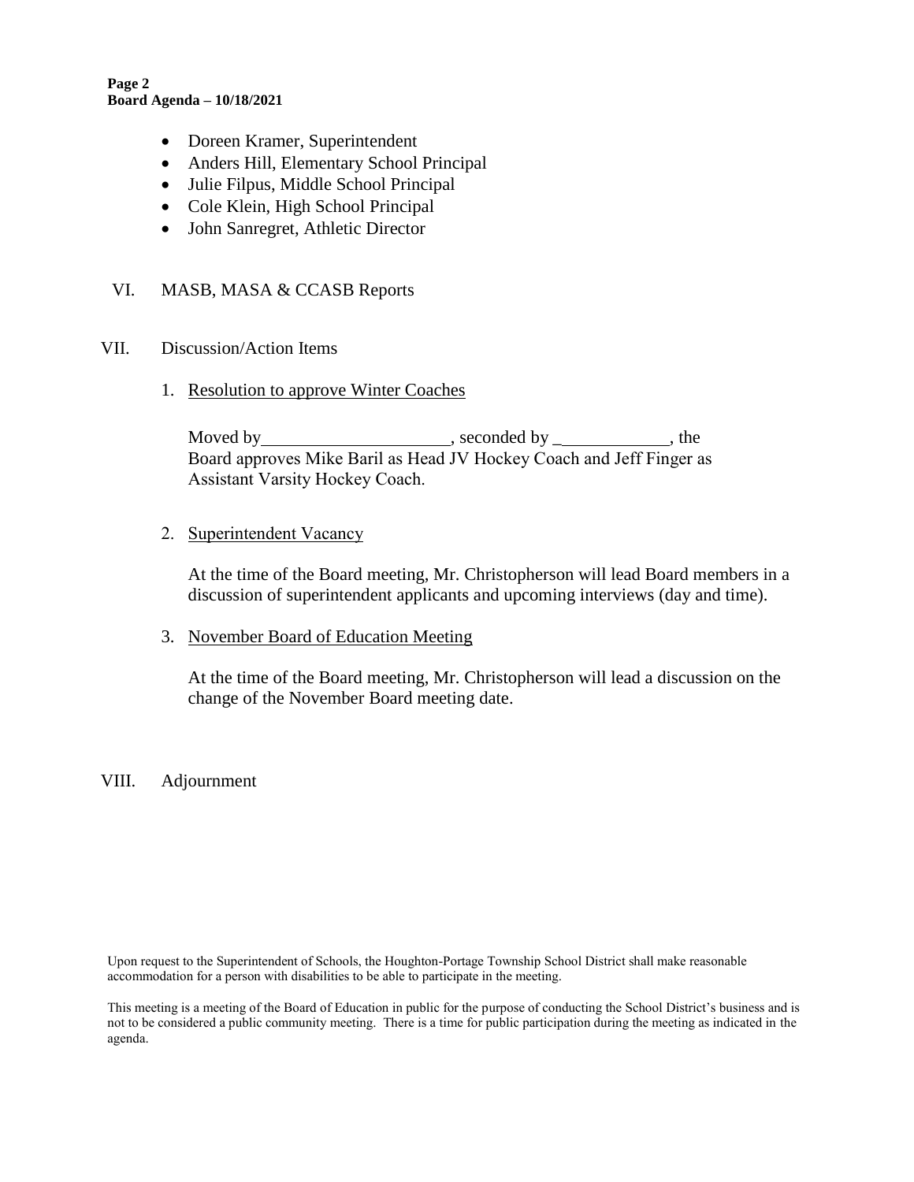- Doreen Kramer, Superintendent
- Anders Hill, Elementary School Principal
- Julie Filpus, Middle School Principal
- Cole Klein, High School Principal
- John Sanregret, Athletic Director

VI. MASB, MASA & CCASB Reports

VII. Discussion/Action Items

1. Resolution to approve Winter Coaches

   Moved by\_\_\_\_\_\_\_\_\_\_\_\_\_\_\_\_\_\_\_\_\_\_\_, seconded by \_\_\_\_\_\_\_\_\_\_\_\_\_\_, the Board approves Mike Baril as Head JV Hockey Coach and Jeff Finger as Assistant Varsity Hockey Coach.

2. Superintendent Vacancy

   At the time of the Board meeting, Mr. Christopherson will lead Board members in a discussion of superintendent applicants and upcoming interviews (day and time).

3. November Board of Education Meeting

   At the time of the Board meeting, Mr. Christopherson will lead a discussion on the change of the November Board meeting date.

VIII. Adjournment

Upon request to the Superintendent of Schools, the Houghton-Portage Township School District shall make reasonable accommodation for a person with disabilities to be able to participate in the meeting.

This meeting is a meeting of the Board of Education in public for the purpose of conducting the School District's business and is not to be considered a public community meeting. There is a time for public participation during the meeting as indicated in the agenda.